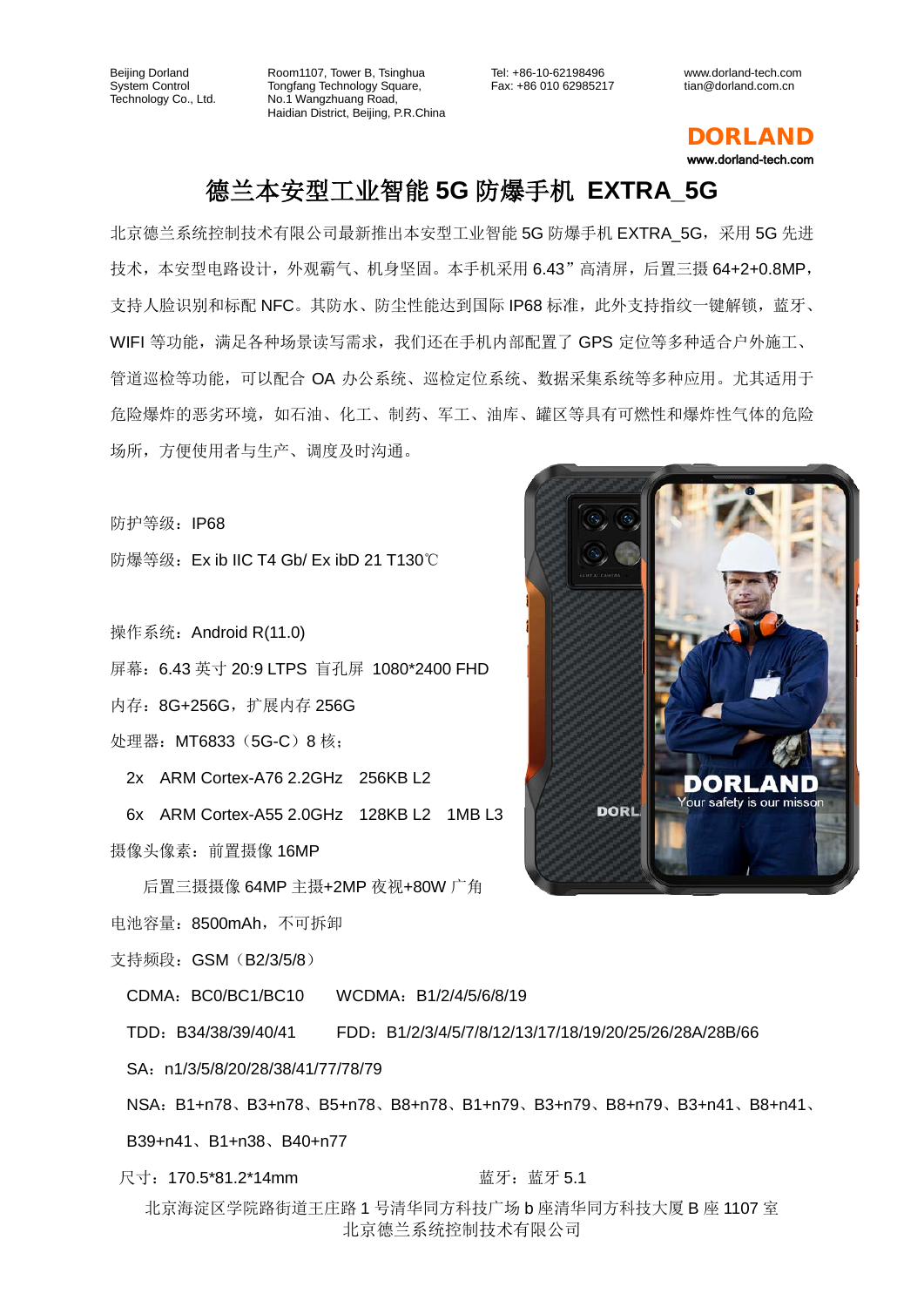Beijing Dorland System Control Technology Co., Ltd.

Room1107, Tower B, Tsinghua Tongfang Technology Square, No.1 Wangzhuang Road, Haidian District, Beijing, P.R.China

Tel: +86-10-62198496
Fax: +86 010 62985217

www.dorland-tech.com
tian@dorland.com.cn

DORLAND
www.dorland-tech.com

# 德兰本安型工业智能 5G 防爆手机 EXTRA_5G

北京德兰系统控制技术有限公司最新推出本安型工业智能 5G 防爆手机 EXTRA_5G，采用 5G 先进技术，本安型电路设计，外观霸气、机身坚固。本手机采用 6.43”高清屏，后置三摄 64+2+0.8MP，支持人脸识别和标配 NFC。其防水、防尘性能达到国际 IP68 标准，此外支持指纹一键解锁，蓝牙、WIFI 等功能，满足各种场景读写需求，我们还在手机内部配置了 GPS 定位等多种适合户外施工、管道巡检等功能，可以配合 OA 办公系统、巡检定位系统、数据采集系统等多种应用。尤其适用于危险爆炸的恶劣环境，如石油、化工、制药、军工、油库、罐区等具有可燃性和爆炸性气体的危险场所，方便使用者与生产、调度及时沟通。

防护等级：IP68

防爆等级：Ex ib IIC T4 Gb/ Ex ibD 21 T130℃

操作系统：Android R(11.0)

屏幕：6.43 英寸 20:9 LTPS 盲孔屏 1080*2400 FHD

内存：8G+256G，扩展内存 256G

处理器：MT6833（5G-C）8 核；

2x ARM Cortex-A76 2.2GHz 256KB L2

6x ARM Cortex-A55 2.0GHz 128KB L2 1MB L3

摄像头像素：前置摄像 16MP

后置三摄摄像 64MP 主摄+2MP 夜视+80W 广角

电池容量：8500mAh，不可拆卸

支持频段：GSM（B2/3/5/8）

CDMA：BC0/BC1/BC10 WCDMA：B1/2/4/5/6/8/19

TDD：B34/38/39/40/41 FDD：B1/2/3/4/5/7/8/12/13/17/18/19/20/25/26/28A/28B/66

SA：n1/3/5/8/20/28/38/41/77/78/79

NSA：B1+n78、B3+n78、B5+n78、B8+n78、B1+n79、B3+n79、B8+n79、B3+n41、B8+n41、B39+n41、B1+n38、B40+n77

尺寸：170.5*81.2*14mm 蓝牙：蓝牙 5.1

北京海淀区学院路街道王庄路 1 号清华同方科技广场 b 座清华同方科技大厦 B 座 1107 室
北京德兰系统控制技术有限公司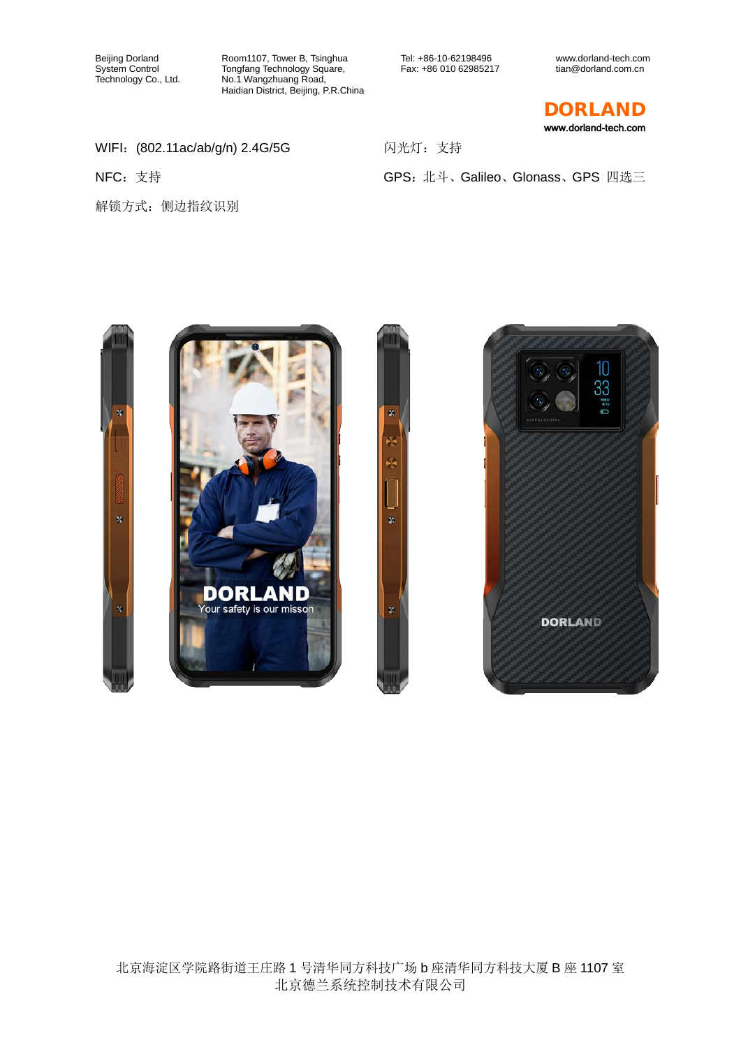WIFI：(802.11ac/ab/g/n) 2.4G/5G

闪光灯：支持

NFC：支持

GPS：北斗、Galileo、Glonass、GPS 四选三

解锁方式：侧边指纹识别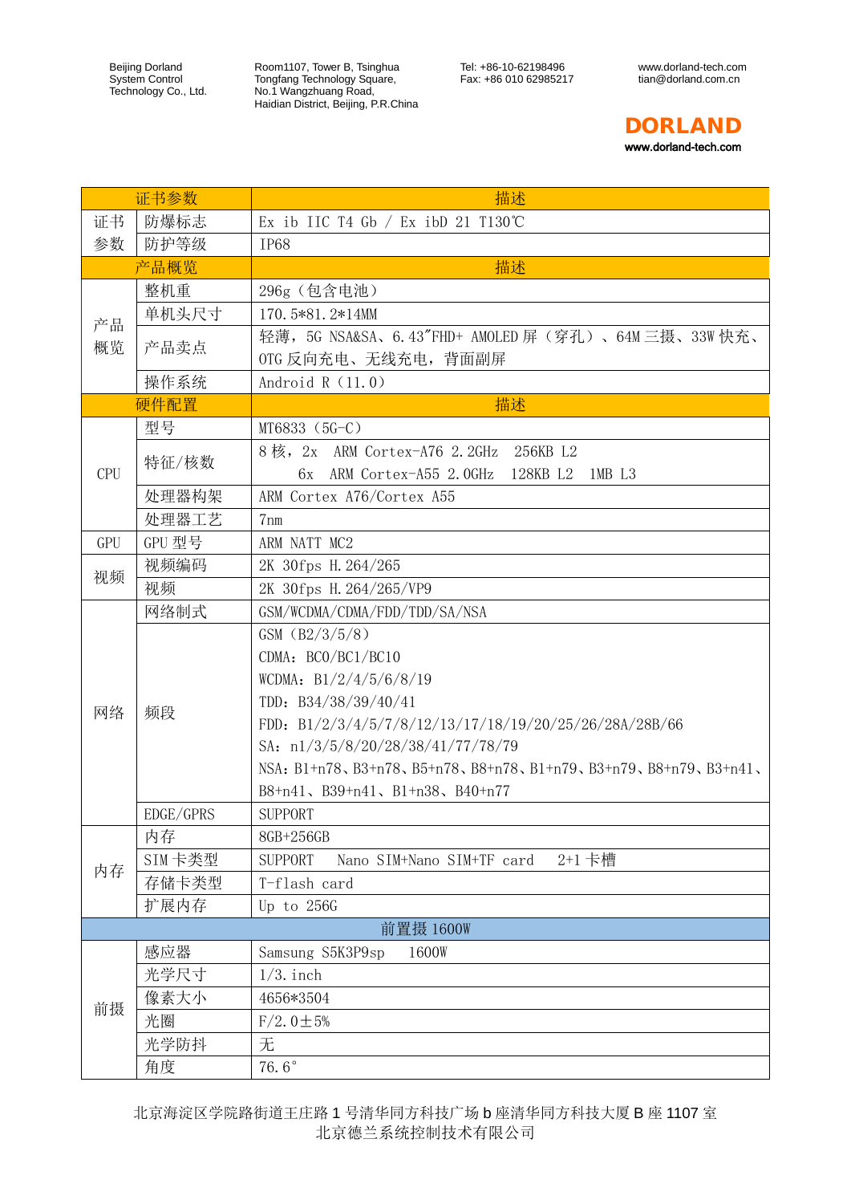| 证书参数 | | 描述 |
|---|---|---|
| 证书参数 | 防爆标志 | Ex ib IIC T4 Gb / Ex ibD 21 T130℃ |
| | 防护等级 | IP68 |
| 产品概览 | | 描述 |
| 产品概览 | 整机重 | 296g（包含电池） |
| | 单机头尺寸 | 170.5*81.2*14MM |
| | 产品卖点 | 轻薄，5G NSA&SA、6.43"FHD+ AMOLED 屏（穿孔）、64M 三摄、33W 快充、OTG 反向充电、无线充电，背面副屏 |
| | 操作系统 | Android R（11.0） |
| 硬件配置 | | 描述 |
| CPU | 型号 | MT6833（5G-C） |
| | 特征/核数 | 8 核，2x ARM Cortex-A76 2.2GHz 256KB L2<br>6x ARM Cortex-A55 2.0GHz 128KB L2 1MB L3 |
| | 处理器构架 | ARM Cortex A76/Cortex A55 |
| | 处理器工艺 | 7nm |
| GPU | GPU 型号 | ARM NATT MC2 |
| 视频 | 视频编码 | 2K 30fps H.264/265 |
| | 视频 | 2K 30fps H.264/265/VP9 |
| 网络 | 网络制式 | GSM/WCDMA/CDMA/FDD/TDD/SA/NSA |
| | 频段 | GSM（B2/3/5/8）<br>CDMA：BC0/BC1/BC10<br>WCDMA：B1/2/4/5/6/8/19<br>TDD：B34/38/39/40/41<br>FDD：B1/2/3/4/5/7/8/12/13/17/18/19/20/25/26/28A/28B/66<br>SA：n1/3/5/8/20/28/38/41/77/78/79<br>NSA：B1+n78、B3+n78、B5+n78、B8+n78、B1+n79、B3+n79、B8+n79、B3+n41、B8+n41、B39+n41、B1+n38、B40+n77 |
| | EDGE/GPRS | SUPPORT |
| 内存 | 内存 | 8GB+256GB |
| | SIM 卡类型 | SUPPORT Nano SIM+Nano SIM+TF card 2+1 卡槽 |
| | 存储卡类型 | T-flash card |
| | 扩展内存 | Up to 256G |
| 前置摄 1600W | | |
| 前摄 | 感应器 | Samsung S5K3P9sp 1600W |
| | 光学尺寸 | 1/3.inch |
| | 像素大小 | 4656*3504 |
| | 光圈 | F/2.0±5% |
| | 光学防抖 | 无 |
| | 角度 | 76.6° |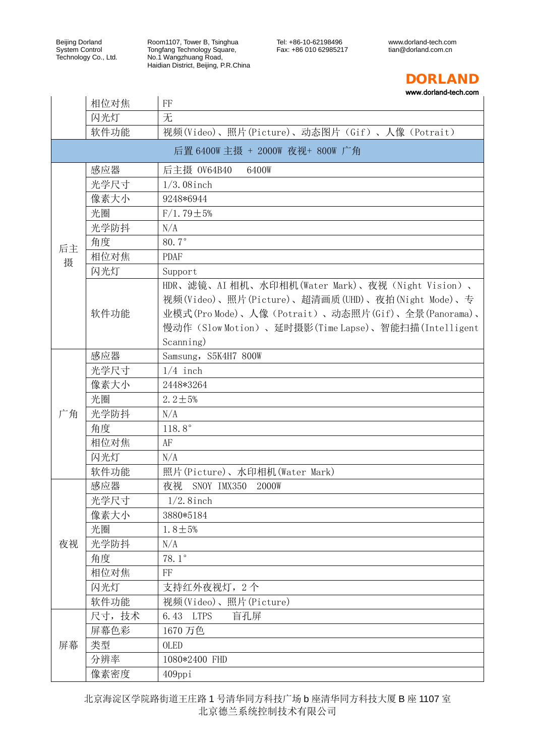|  |  |  |
|---|---|---|
|  | 相位对焦 | FF |
|  | 闪光灯 | 无 |
|  | 软件功能 | 视频(Video)、照片(Picture)、动态图片（Gif）、人像（Potrait） |
| 后置 6400W 主摄 + 2000W 夜视+ 800W 广角 | | |
| 后主摄 | 感应器 | 后主摄 OV64B40　6400W |
|  | 光学尺寸 | 1/3.08inch |
|  | 像素大小 | 9248*6944 |
|  | 光圈 | F/1.79±5% |
|  | 光学防抖 | N/A |
|  | 角度 | 80.7° |
|  | 相位对焦 | PDAF |
|  | 闪光灯 | Support |
|  | 软件功能 | HDR、滤镜、AI 相机、水印相机(Water Mark)、夜视（Night Vision）、视频(Video)、照片(Picture)、超清画质(UHD)、夜拍(Night Mode)、专业模式(Pro Mode)、人像（Potrait）、动态照片(Gif)、全景(Panorama)、慢动作（Slow Motion）、延时摄影(Time Lapse)、智能扫描(Intelligent Scanning) |
| 广角 | 感应器 | Samsung，S5K4H7 800W |
|  | 光学尺寸 | 1/4 inch |
|  | 像素大小 | 2448*3264 |
|  | 光圈 | 2.2±5% |
|  | 光学防抖 | N/A |
|  | 角度 | 118.8° |
|  | 相位对焦 | AF |
|  | 闪光灯 | N/A |
|  | 软件功能 | 照片(Picture)、水印相机(Water Mark) |
| 夜视 | 感应器 | 夜视　SNOY IMX350　2000W |
|  | 光学尺寸 | 1/2.8inch |
|  | 像素大小 | 3880*5184 |
|  | 光圈 | 1.8±5% |
|  | 光学防抖 | N/A |
|  | 角度 | 78.1° |
|  | 相位对焦 | FF |
|  | 闪光灯 | 支持红外夜视灯，2 个 |
|  | 软件功能 | 视频(Video)、照片(Picture) |
| 屏幕 | 尺寸，技术 | 6.43　LTPS　　盲孔屏 |
|  | 屏幕色彩 | 1670 万色 |
|  | 类型 | OLED |
|  | 分辨率 | 1080*2400 FHD |
|  | 像素密度 | 409ppi |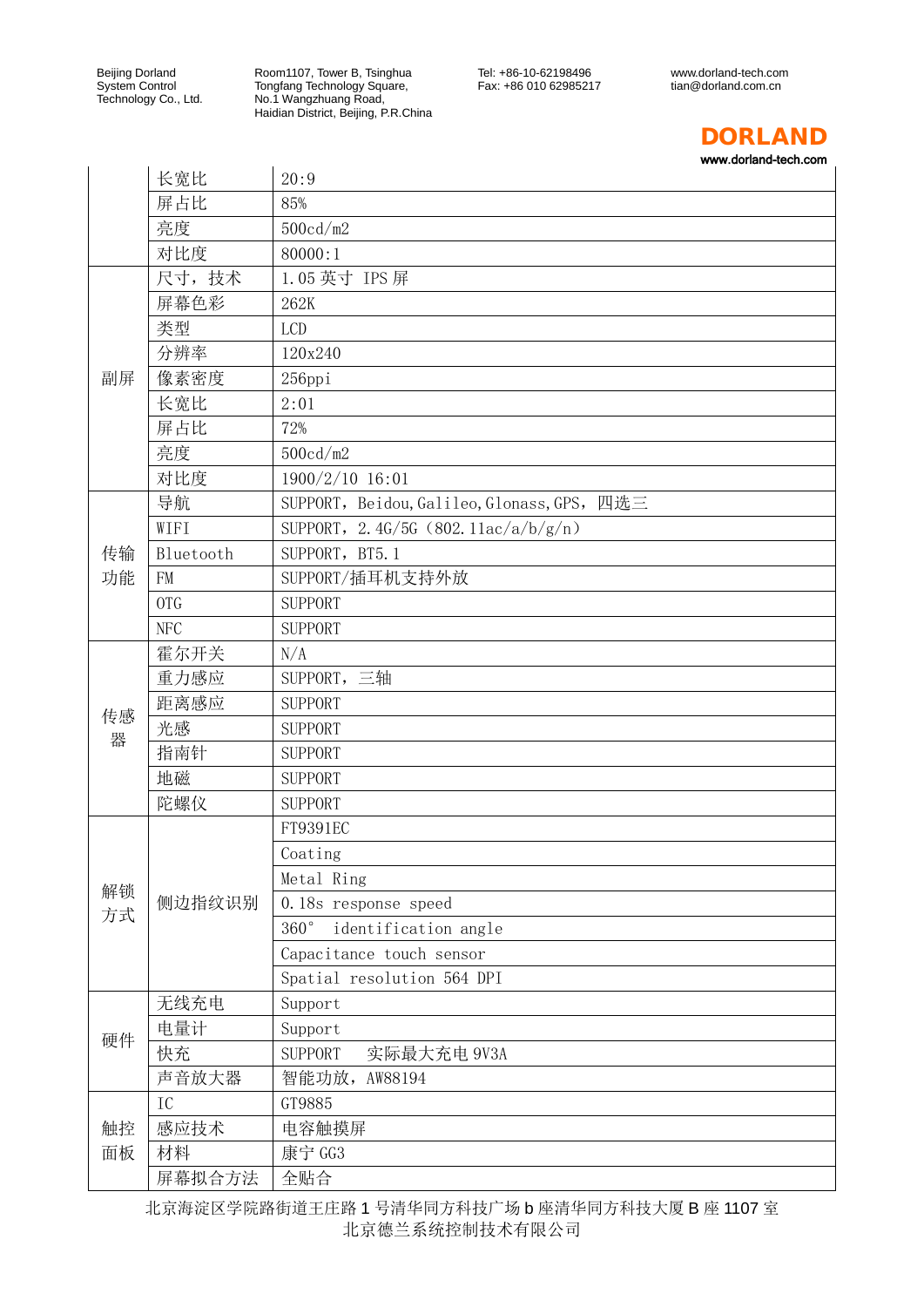| | | |
|---|---|---|
| | 长宽比 | 20:9 |
| | 屏占比 | 85% |
| | 亮度 | 500cd/m2 |
| | 对比度 | 80000:1 |
| 副屏 | 尺寸，技术 | 1.05 英寸 IPS 屏 |
| | 屏幕色彩 | 262K |
| | 类型 | LCD |
| | 分辨率 | 120x240 |
| | 像素密度 | 256ppi |
| | 长宽比 | 2:01 |
| | 屏占比 | 72% |
| | 亮度 | 500cd/m2 |
| | 对比度 | 1900/2/10 16:01 |
| 传输功能 | 导航 | SUPPORT，Beidou,Galileo,Glonass,GPS，四选三 |
| | WIFI | SUPPORT，2.4G/5G（802.11ac/a/b/g/n） |
| | Bluetooth | SUPPORT，BT5.1 |
| | FM | SUPPORT/插耳机支持外放 |
| | OTG | SUPPORT |
| | NFC | SUPPORT |
| 传感器 | 霍尔开关 | N/A |
| | 重力感应 | SUPPORT，三轴 |
| | 距离感应 | SUPPORT |
| | 光感 | SUPPORT |
| | 指南针 | SUPPORT |
| | 地磁 | SUPPORT |
| | 陀螺仪 | SUPPORT |
| 解锁方式 | 侧边指纹识别 | FT9391EC |
| | | Coating |
| | | Metal Ring |
| | | 0.18s response speed |
| | | 360° identification angle |
| | | Capacitance touch sensor |
| | | Spatial resolution 564 DPI |
| 硬件 | 无线充电 | Support |
| | 电量计 | Support |
| | 快充 | SUPPORT 实际最大充电 9V3A |
| | 声音放大器 | 智能功放，AW88194 |
| 触控面板 | IC | GT9885 |
| | 感应技术 | 电容触摸屏 |
| | 材料 | 康宁 GG3 |
| | 屏幕拟合方法 | 全贴合 |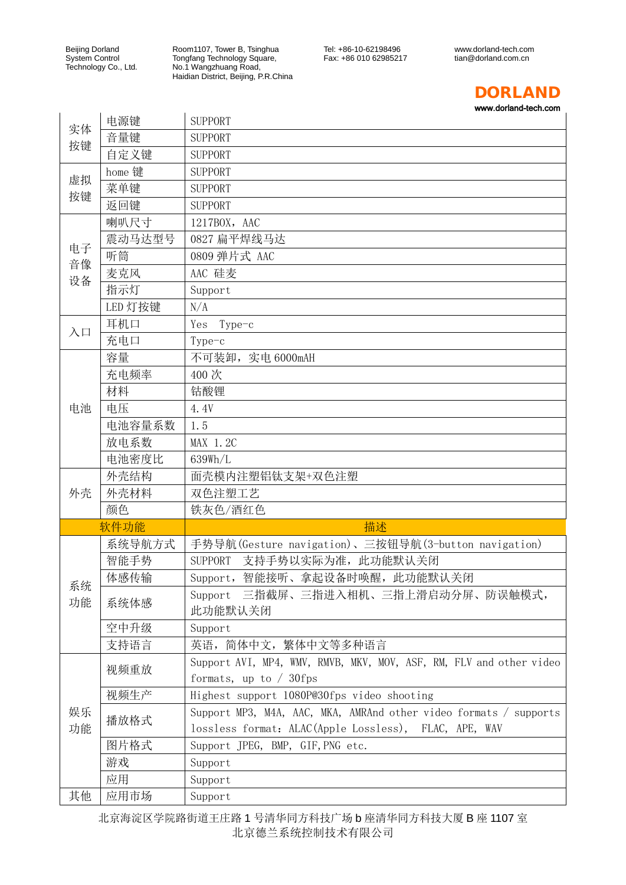| 实体按键 | 电源键 | SUPPORT |
|---|---|---|
| | 音量键 | SUPPORT |
| | 自定义键 | SUPPORT |
| 虚拟按键 | home 键 | SUPPORT |
| | 菜单键 | SUPPORT |
| | 返回键 | SUPPORT |
| 电子音像设备 | 喇叭尺寸 | 1217BOX，AAC |
| | 震动马达型号 | 0827 扁平焊线马达 |
| | 听筒 | 0809 弹片式 AAC |
| | 麦克风 | AAC 硅麦 |
| | 指示灯 | Support |
| | LED 灯按键 | N/A |
| 入口 | 耳机口 | Yes Type-c |
| | 充电口 | Type-c |
| 电池 | 容量 | 不可装卸，实电 6000mAH |
| | 充电频率 | 400 次 |
| | 材料 | 钴酸锂 |
| | 电压 | 4.4V |
| | 电池容量系数 | 1.5 |
| | 放电系数 | MAX 1.2C |
| | 电池密度比 | 639Wh/L |
| 外壳 | 外壳结构 | 面壳模内注塑铝钛支架+双色注塑 |
| | 外壳材料 | 双色注塑工艺 |
| | 颜色 | 铁灰色/酒红色 |
| | 软件功能 | 描述 |
| 系统功能 | 系统导航方式 | 手势导航(Gesture navigation)、三按钮导航(3-button navigation) |
| | 智能手势 | SUPPORT 支持手势以实际为准，此功能默认关闭 |
| | 体感传输 | Support，智能接听、拿起设备时唤醒，此功能默认关闭 |
| | 系统体感 | Support 三指截屏、三指进入相机、三指上滑启动分屏、防误触模式，此功能默认关闭 |
| | 空中升级 | Support |
| | 支持语言 | 英语，简体中文，繁体中文等多种语言 |
| 娱乐功能 | 视频重放 | Support AVI, MP4, WMV, RMVB, MKV, MOV, ASF, RM, FLV and other video formats, up to / 30fps |
| | 视频生产 | Highest support 1080P@30fps video shooting |
| | 播放格式 | Support MP3, M4A, AAC, MKA, AMRAnd other video formats / supports lossless format: ALAC(Apple Lossless), FLAC, APE, WAV |
| | 图片格式 | Support JPEG, BMP, GIF,PNG etc. |
| | 游戏 | Support |
| | 应用 | Support |
| 其他 | 应用市场 | Support |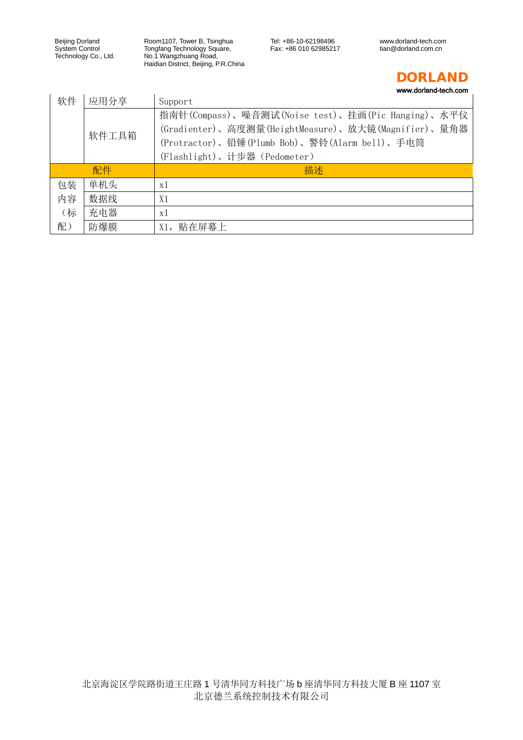| | | |
|---|---|---|
| 软件 | 应用分享 | Support |
| | 软件工具箱 | 指南针(Compass)、噪音测试(Noise test)、挂画(Pic Hanging)、水平仪(Gradienter)、高度测量(HeightMeasure)、放大镜(Magnifier)、量角器(Protractor)、铅锤(Plumb Bob)、警铃(Alarm bell)、手电筒(Flashlight)、计步器（Pedometer） |
| 配件 | | 描述 |
| 包装内容（标配） | 单机头 | x1 |
| | 数据线 | X1 |
| | 充电器 | x1 |
| | 防爆膜 | X1，贴在屏幕上 |